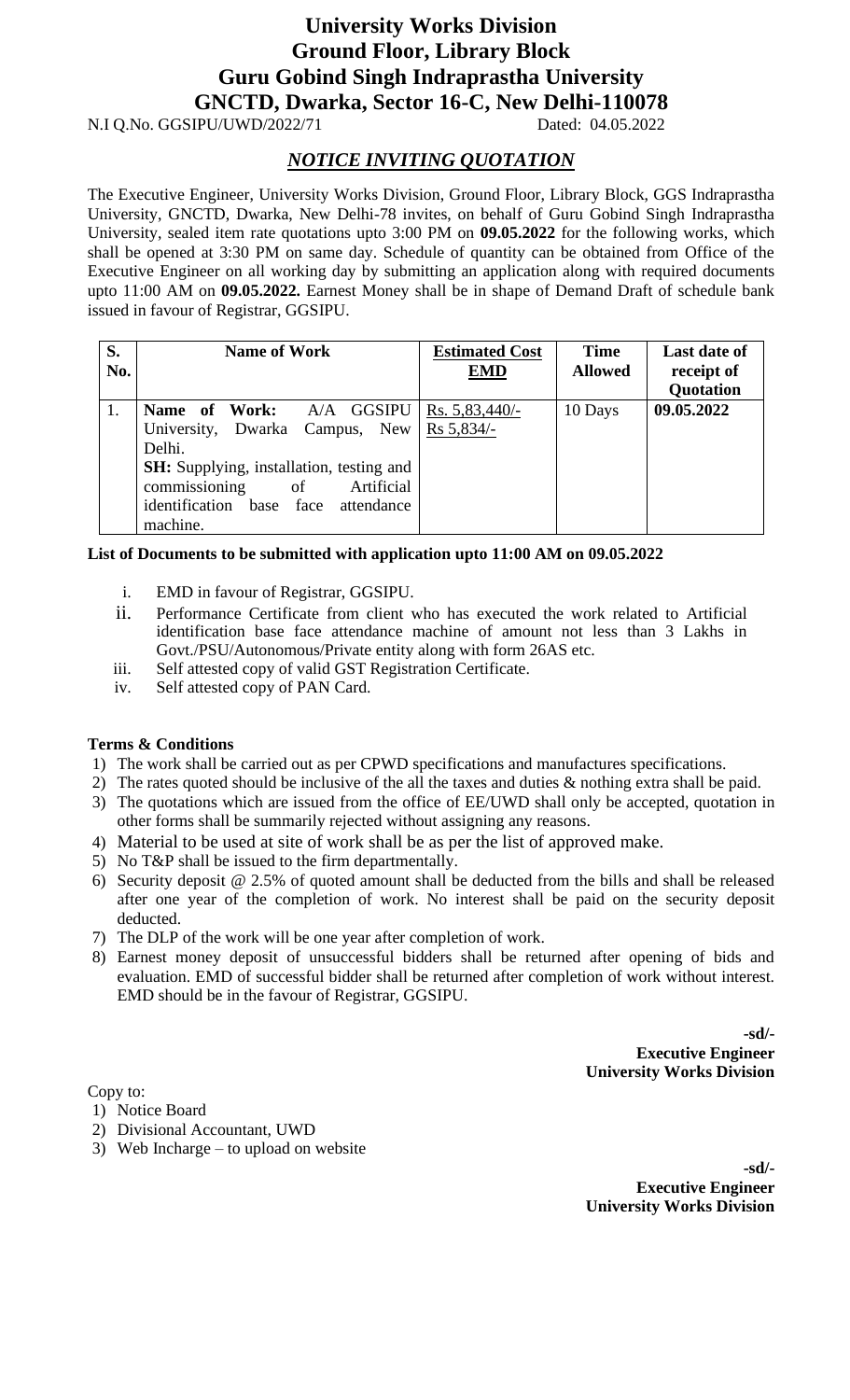# University Works Division
# Ground Floor, Library Block
# Guru Gobind Singh Indraprastha University
# GNCTD, Dwarka, Sector 16-C, New Delhi-110078

N.I Q.No. GGSIPU/UWD/2022/71 Dated: 04.05.2022

## *NOTICE INVITING QUOTATION*

The Executive Engineer, University Works Division, Ground Floor, Library Block, GGS Indraprastha University, GNCTD, Dwarka, New Delhi-78 invites, on behalf of Guru Gobind Singh Indraprastha University, sealed item rate quotations upto 3:00 PM on **09.05.2022** for the following works, which shall be opened at 3:30 PM on same day. Schedule of quantity can be obtained from Office of the Executive Engineer on all working day by submitting an application along with required documents upto 11:00 AM on **09.05.2022.** Earnest Money shall be in shape of Demand Draft of schedule bank issued in favour of Registrar, GGSIPU.

| S. No. | Name of Work | Estimated Cost<br>EMD | Time Allowed | Last date of receipt of Quotation |
|---|---|---|---|---|
| 1. | **Name of Work:** A/A GGSIPU University, Dwarka Campus, New Delhi.<br>**SH:** Supplying, installation, testing and commissioning of Artificial identification base face attendance machine. | Rs. 5,83,440/-<br>Rs 5,834/- | 10 Days | **09.05.2022** |

**List of Documents to be submitted with application upto 11:00 AM on 09.05.2022**

i. EMD in favour of Registrar, GGSIPU.
ii. Performance Certificate from client who has executed the work related to Artificial identification base face attendance machine of amount not less than 3 Lakhs in Govt./PSU/Autonomous/Private entity along with form 26AS etc.
iii. Self attested copy of valid GST Registration Certificate.
iv. Self attested copy of PAN Card.

**Terms & Conditions**

1) The work shall be carried out as per CPWD specifications and manufactures specifications.
2) The rates quoted should be inclusive of the all the taxes and duties & nothing extra shall be paid.
3) The quotations which are issued from the office of EE/UWD shall only be accepted, quotation in other forms shall be summarily rejected without assigning any reasons.
4) Material to be used at site of work shall be as per the list of approved make.
5) No T&P shall be issued to the firm departmentally.
6) Security deposit @ 2.5% of quoted amount shall be deducted from the bills and shall be released after one year of the completion of work. No interest shall be paid on the security deposit deducted.
7) The DLP of the work will be one year after completion of work.
8) Earnest money deposit of unsuccessful bidders shall be returned after opening of bids and evaluation. EMD of successful bidder shall be returned after completion of work without interest. EMD should be in the favour of Registrar, GGSIPU.

**-sd/-**
**Executive Engineer**
**University Works Division**

Copy to:

1) Notice Board
2) Divisional Accountant, UWD
3) Web Incharge – to upload on website

**-sd/-**
**Executive Engineer**
**University Works Division**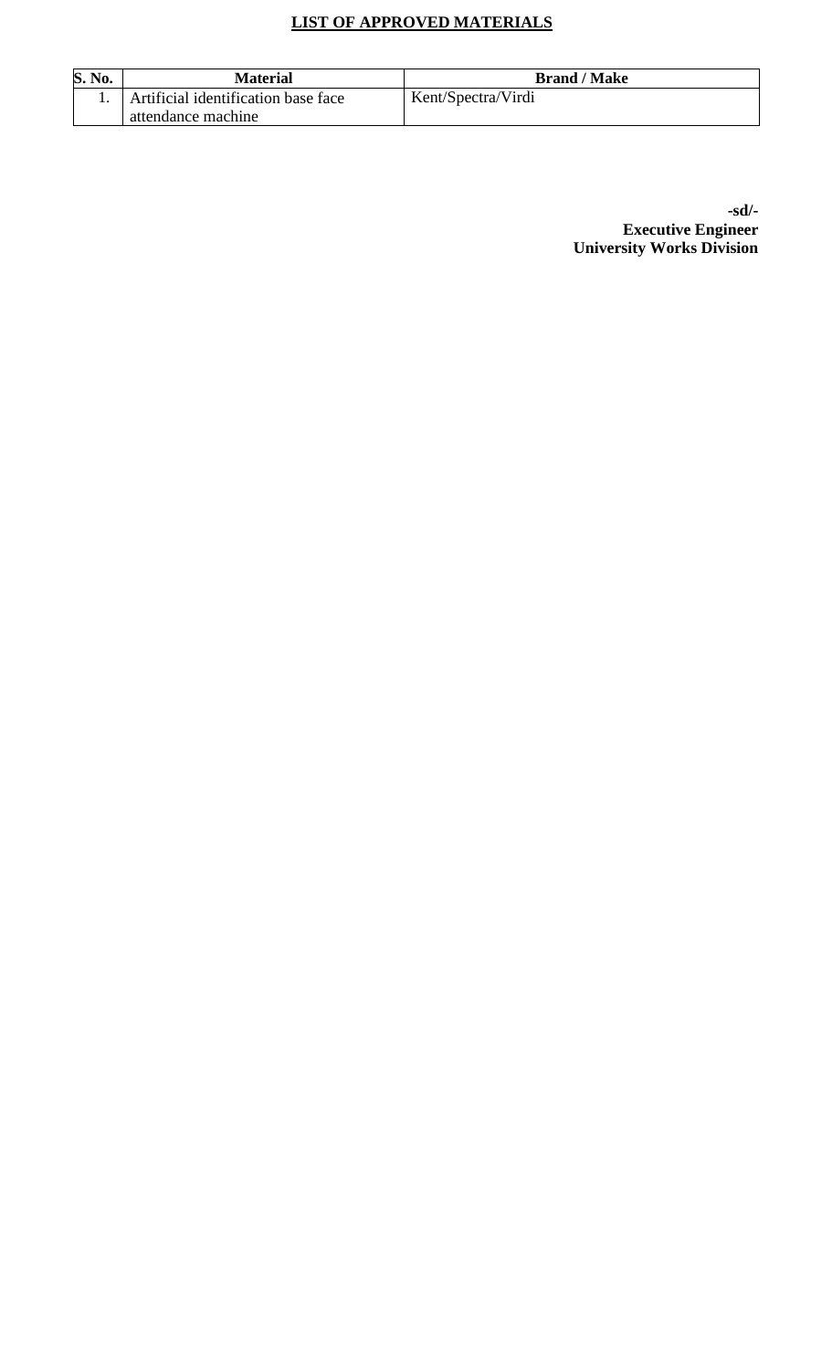## LIST OF APPROVED MATERIALS

| S. No. | Material | Brand / Make |
|---|---|---|
| 1. | Artificial identification base face attendance machine | Kent/Spectra/Virdi |

**-sd/-**
**Executive Engineer**
**University Works Division**